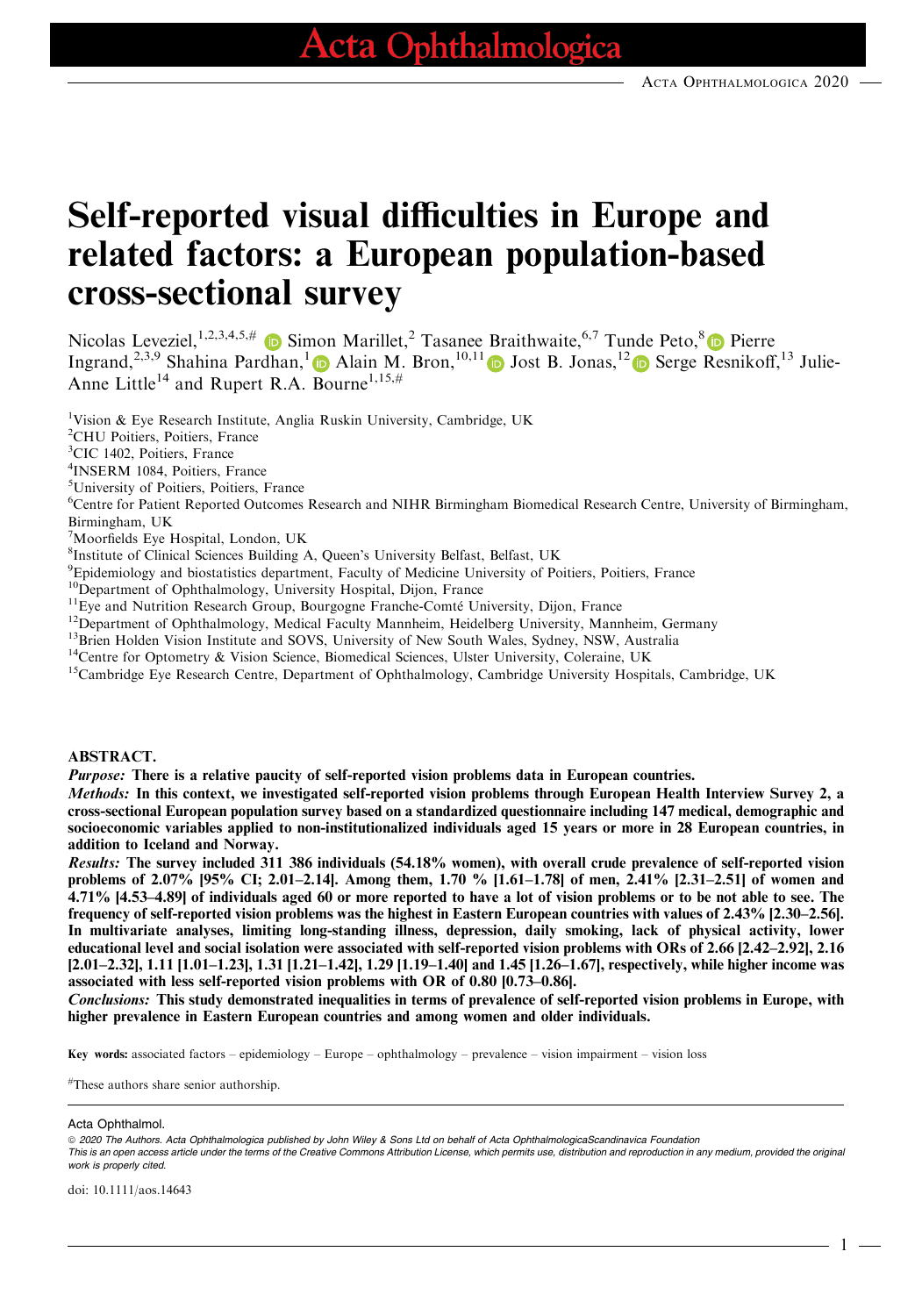# Self-reported visual difficulties in Europe and related factors: a European population-based cross-sectional survey

Nicolas Leveziel,[1,2,3,4,5,#] Simon Marillet,[2] Tasanee Braithwaite,[6,7] Tunde Peto,[8] Pierre Ingrand,[2,3,9] Shahina Pardhan,[1] Alain M. Bron,[10,11] Jost B. Jonas,[12] Serge Resnikoff,[13] Julie-Anne Little[14] and Rupert R.A. Bourne[1,15,#]

[1]Vision & Eye Research Institute, Anglia Ruskin University, Cambridge, UK
[2]CHU Poitiers, Poitiers, France
[3]CIC 1402, Poitiers, France
[4]INSERM 1084, Poitiers, France
[5]University of Poitiers, Poitiers, France
[6]Centre for Patient Reported Outcomes Research and NIHR Birmingham Biomedical Research Centre, University of Birmingham, Birmingham, UK
[7]Moorfields Eye Hospital, London, UK
[8]Institute of Clinical Sciences Building A, Queen's University Belfast, Belfast, UK
[9]Epidemiology and biostatistics department, Faculty of Medicine University of Poitiers, Poitiers, France
[10]Department of Ophthalmology, University Hospital, Dijon, France
[11]Eye and Nutrition Research Group, Bourgogne Franche-Comté University, Dijon, France
[12]Department of Ophthalmology, Medical Faculty Mannheim, Heidelberg University, Mannheim, Germany
[13]Brien Holden Vision Institute and SOVS, University of New South Wales, Sydney, NSW, Australia
[14]Centre for Optometry & Vision Science, Biomedical Sciences, Ulster University, Coleraine, UK
[15]Cambridge Eye Research Centre, Department of Ophthalmology, Cambridge University Hospitals, Cambridge, UK

## ABSTRACT.

***Purpose:*** **There is a relative paucity of self-reported vision problems data in European countries.**

***Methods:*** **In this context, we investigated self-reported vision problems through European Health Interview Survey 2, a cross-sectional European population survey based on a standardized questionnaire including 147 medical, demographic and socioeconomic variables applied to non-institutionalized individuals aged 15 years or more in 28 European countries, in addition to Iceland and Norway.**

***Results:*** **The survey included 311 386 individuals (54.18% women), with overall crude prevalence of self-reported vision problems of 2.07% [95% CI; 2.01–2.14]. Among them, 1.70 % [1.61–1.78] of men, 2.41% [2.31–2.51] of women and 4.71% [4.53–4.89] of individuals aged 60 or more reported to have a lot of vision problems or to be not able to see. The frequency of self-reported vision problems was the highest in Eastern European countries with values of 2.43% [2.30–2.56]. In multivariate analyses, limiting long-standing illness, depression, daily smoking, lack of physical activity, lower educational level and social isolation were associated with self-reported vision problems with ORs of 2.66 [2.42–2.92], 2.16 [2.01–2.32], 1.11 [1.01–1.23], 1.31 [1.21–1.42], 1.29 [1.19–1.40] and 1.45 [1.26–1.67], respectively, while higher income was associated with less self-reported vision problems with OR of 0.80 [0.73–0.86].**

***Conclusions:*** **This study demonstrated inequalities in terms of prevalence of self-reported vision problems in Europe, with higher prevalence in Eastern European countries and among women and older individuals.**

**Key words:** associated factors – epidemiology – Europe – ophthalmology – prevalence – vision impairment – vision loss

[#]These authors share senior authorship.

Acta Ophthalmol.

© 2020 The Authors. Acta Ophthalmologica published by John Wiley & Sons Ltd on behalf of Acta OphthalmologicaScandinavica Foundation
This is an open access article under the terms of the Creative Commons Attribution License, which permits use, distribution and reproduction in any medium, provided the original work is properly cited.

doi: 10.1111/aos.14643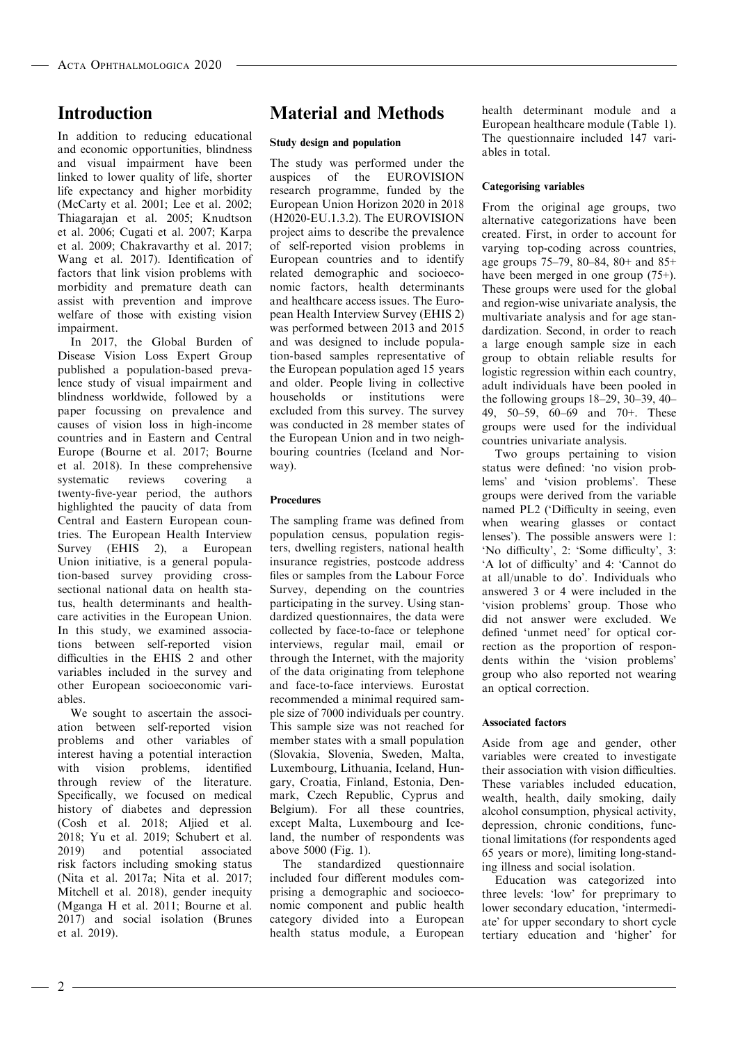## Introduction

In addition to reducing educational and economic opportunities, blindness and visual impairment have been linked to lower quality of life, shorter life expectancy and higher morbidity (McCarty et al. 2001; Lee et al. 2002; Thiagarajan et al. 2005; Knudtson et al. 2006; Cugati et al. 2007; Karpa et al. 2009; Chakravarthy et al. 2017; Wang et al. 2017). Identification of factors that link vision problems with morbidity and premature death can assist with prevention and improve welfare of those with existing vision impairment.

In 2017, the Global Burden of Disease Vision Loss Expert Group published a population-based prevalence study of visual impairment and blindness worldwide, followed by a paper focussing on prevalence and causes of vision loss in high-income countries and in Eastern and Central Europe (Bourne et al. 2017; Bourne et al. 2018). In these comprehensive systematic reviews covering a twenty-five-year period, the authors highlighted the paucity of data from Central and Eastern European countries. The European Health Interview Survey (EHIS 2), a European Union initiative, is a general population-based survey providing cross-sectional national data on health status, health determinants and healthcare activities in the European Union. In this study, we examined associations between self-reported vision difficulties in the EHIS 2 and other variables included in the survey and other European socioeconomic variables.

We sought to ascertain the association between self-reported vision problems and other variables of interest having a potential interaction with vision problems, identified through review of the literature. Specifically, we focused on medical history of diabetes and depression (Cosh et al. 2018; Aljied et al. 2018; Yu et al. 2019; Schubert et al. 2019) and potential associated risk factors including smoking status (Nita et al. 2017a; Nita et al. 2017; Mitchell et al. 2018), gender inequity (Mganga H et al. 2011; Bourne et al. 2017) and social isolation (Brunes et al. 2019).

## Material and Methods

### Study design and population

The study was performed under the auspices of the EUROVISION research programme, funded by the European Union Horizon 2020 in 2018 (H2020-EU.1.3.2). The EUROVISION project aims to describe the prevalence of self-reported vision problems in European countries and to identify related demographic and socioeconomic factors, health determinants and healthcare access issues. The European Health Interview Survey (EHIS 2) was performed between 2013 and 2015 and was designed to include population-based samples representative of the European population aged 15 years and older. People living in collective households or institutions were excluded from this survey. The survey was conducted in 28 member states of the European Union and in two neighbouring countries (Iceland and Norway).

### Procedures

The sampling frame was defined from population census, population registers, dwelling registers, national health insurance registries, postcode address files or samples from the Labour Force Survey, depending on the countries participating in the survey. Using standardized questionnaires, the data were collected by face-to-face or telephone interviews, regular mail, email or through the Internet, with the majority of the data originating from telephone and face-to-face interviews. Eurostat recommended a minimal required sample size of 7000 individuals per country. This sample size was not reached for member states with a small population (Slovakia, Slovenia, Sweden, Malta, Luxembourg, Lithuania, Iceland, Hungary, Croatia, Finland, Estonia, Denmark, Czech Republic, Cyprus and Belgium). For all these countries, except Malta, Luxembourg and Iceland, the number of respondents was above 5000 (Fig. 1).

The standardized questionnaire included four different modules comprising a demographic and socioeconomic component and public health category divided into a European health status module, a European health determinant module and a European healthcare module (Table 1). The questionnaire included 147 variables in total.

### Categorising variables

From the original age groups, two alternative categorizations have been created. First, in order to account for varying top-coding across countries, age groups 75–79, 80–84, 80+ and 85+ have been merged in one group (75+). These groups were used for the global and region-wise univariate analysis, the multivariate analysis and for age standardization. Second, in order to reach a large enough sample size in each group to obtain reliable results for logistic regression within each country, adult individuals have been pooled in the following groups 18–29, 30–39, 40–49, 50–59, 60–69 and 70+. These groups were used for the individual countries univariate analysis.

Two groups pertaining to vision status were defined: 'no vision problems' and 'vision problems'. These groups were derived from the variable named PL2 ('Difficulty in seeing, even when wearing glasses or contact lenses'). The possible answers were 1: 'No difficulty', 2: 'Some difficulty', 3: 'A lot of difficulty' and 4: 'Cannot do at all/unable to do'. Individuals who answered 3 or 4 were included in the 'vision problems' group. Those who did not answer were excluded. We defined 'unmet need' for optical correction as the proportion of respondents within the 'vision problems' group who also reported not wearing an optical correction.

### Associated factors

Aside from age and gender, other variables were created to investigate their association with vision difficulties. These variables included education, wealth, health, daily smoking, daily alcohol consumption, physical activity, depression, chronic conditions, functional limitations (for respondents aged 65 years or more), limiting long-standing illness and social isolation.

Education was categorized into three levels: 'low' for preprimary to lower secondary education, 'intermediate' for upper secondary to short cycle tertiary education and 'higher' for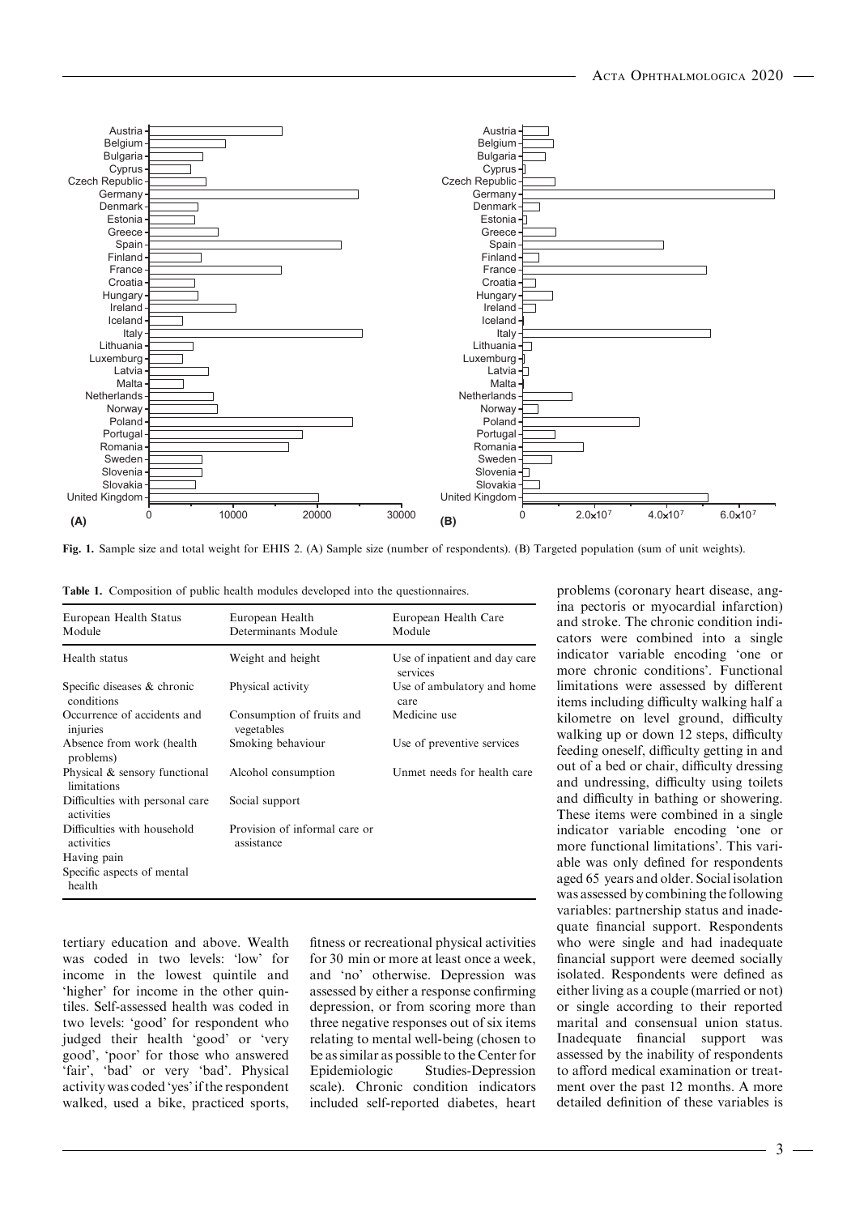Fig. 1. Sample size and total weight for EHIS 2. (A) Sample size (number of respondents). (B) Targeted population (sum of unit weights).

Table 1. Composition of public health modules developed into the questionnaires.

| European Health Status Module | European Health Determinants Module | European Health Care Module |
|---|---|---|
| Health status | Weight and height | Use of inpatient and day care services |
| Specific diseases & chronic conditions | Physical activity | Use of ambulatory and home care |
| Occurrence of accidents and injuries | Consumption of fruits and vegetables | Medicine use |
| Absence from work (health problems) | Smoking behaviour | Use of preventive services |
| Physical & sensory functional limitations | Alcohol consumption | Unmet needs for health care |
| Difficulties with personal care activities | Social support | |
| Difficulties with household activities | Provision of informal care or assistance | |
| Having pain | | |
| Specific aspects of mental health | | |

tertiary education and above. Wealth was coded in two levels: 'low' for income in the lowest quintile and 'higher' for income in the other quintiles. Self-assessed health was coded in two levels: 'good' for respondent who judged their health 'good' or 'very good', 'poor' for those who answered 'fair', 'bad' or 'very bad'. Physical activity was coded 'yes' if the respondent walked, used a bike, practiced sports, fitness or recreational physical activities for 30 min or more at least once a week, and 'no' otherwise. Depression was assessed by either a response confirming depression, or from scoring more than three negative responses out of six items relating to mental well-being (chosen to be as similar as possible to the Center for Epidemiologic Studies-Depression scale). Chronic condition indicators included self-reported diabetes, heart problems (coronary heart disease, angina pectoris or myocardial infarction) and stroke. The chronic condition indicators were combined into a single indicator variable encoding 'one or more chronic conditions'. Functional limitations were assessed by different items including difficulty walking half a kilometre on level ground, difficulty walking up or down 12 steps, difficulty feeding oneself, difficulty getting in and out of a bed or chair, difficulty dressing and undressing, difficulty using toilets and difficulty in bathing or showering. These items were combined in a single indicator variable encoding 'one or more functional limitations'. This variable was only defined for respondents aged 65 years and older. Social isolation was assessed by combining the following variables: partnership status and inadequate financial support. Respondents who were single and had inadequate financial support were deemed socially isolated. Respondents were defined as either living as a couple (married or not) or single according to their reported marital and consensual union status. Inadequate financial support was assessed by the inability of respondents to afford medical examination or treatment over the past 12 months. A more detailed definition of these variables is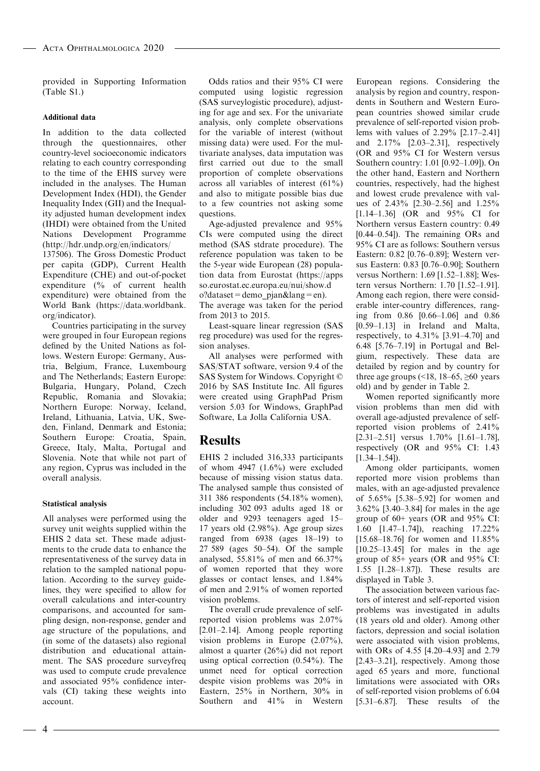provided in Supporting Information (Table S1.)

#### Additional data

In addition to the data collected through the questionnaires, other country-level socioeconomic indicators relating to each country corresponding to the time of the EHIS survey were included in the analyses. The Human Development Index (HDI), the Gender Inequality Index (GII) and the Inequality adjusted human development index (IHDI) were obtained from the United Nations Development Programme (http://hdr.undp.org/en/indicators/137506). The Gross Domestic Product per capita (GDP), Current Health Expenditure (CHE) and out-of-pocket expenditure (% of current health expenditure) were obtained from the World Bank (https://data.worldbank.org/indicator).

Countries participating in the survey were grouped in four European regions defined by the United Nations as follows. Western Europe: Germany, Austria, Belgium, France, Luxembourg and The Netherlands; Eastern Europe: Bulgaria, Hungary, Poland, Czech Republic, Romania and Slovakia; Northern Europe: Norway, Iceland, Ireland, Lithuania, Latvia, UK, Sweden, Finland, Denmark and Estonia; Southern Europe: Croatia, Spain, Greece, Italy, Malta, Portugal and Slovenia. Note that while not part of any region, Cyprus was included in the overall analysis.

#### Statistical analysis

All analyses were performed using the survey unit weights supplied within the EHIS 2 data set. These made adjustments to the crude data to enhance the representativeness of the survey data in relation to the sampled national population. According to the survey guidelines, they were specified to allow for overall calculations and inter-country comparisons, and accounted for sampling design, non-response, gender and age structure of the populations, and (in some of the datasets) also regional distribution and educational attainment. The SAS procedure surveyfreq was used to compute crude prevalence and associated 95% confidence intervals (CI) taking these weights into account.

Odds ratios and their 95% CI were computed using logistic regression (SAS surveylogistic procedure), adjusting for age and sex. For the univariate analysis, only complete observations for the variable of interest (without missing data) were used. For the multivariate analyses, data imputation was first carried out due to the small proportion of complete observations across all variables of interest (61%) and also to mitigate possible bias due to a few countries not asking some questions.

Age-adjusted prevalence and 95% CIs were computed using the direct method (SAS stdrate procedure). The reference population was taken to be the 5-year wide European (28) population data from Eurostat (https://appsso.eurostat.ec.europa.eu/nui/show.do?dataset=demo_pjan&lang=en). The average was taken for the period from 2013 to 2015.

Least-square linear regression (SAS reg procedure) was used for the regression analyses.

All analyses were performed with SAS/STAT software, version 9.4 of the SAS System for Windows. Copyright © 2016 by SAS Institute Inc. All figures were created using GraphPad Prism version 5.03 for Windows, GraphPad Software, La Jolla California USA.

## Results

EHIS 2 included 316,333 participants of whom 4947 (1.6%) were excluded because of missing vision status data. The analysed sample thus consisted of 311 386 respondents (54.18% women), including 302 093 adults aged 18 or older and 9293 teenagers aged 15–17 years old (2.98%). Age group sizes ranged from 6938 (ages 18–19) to 27 589 (ages 50–54). Of the sample analysed, 55.81% of men and 66.37% of women reported that they wore glasses or contact lenses, and 1.84% of men and 2.91% of women reported vision problems.

The overall crude prevalence of self-reported vision problems was 2.07% [2.01–2.14]. Among people reporting vision problems in Europe (2.07%), almost a quarter (26%) did not report using optical correction (0.54%). The unmet need for optical correction despite vision problems was 20% in Eastern, 25% in Northern, 30% in Southern and 41% in Western European regions. Considering the analysis by region and country, respondents in Southern and Western European countries showed similar crude prevalence of self-reported vision problems with values of 2.29% [2.17–2.41] and 2.17% [2.03–2.31], respectively (OR and 95% CI for Western versus Southern country: 1.01 [0.92–1.09]). On the other hand, Eastern and Northern countries, respectively, had the highest and lowest crude prevalence with values of 2.43% [2.30–2.56] and 1.25% [1.14–1.36] (OR and 95% CI for Northern versus Eastern country: 0.49 [0.44–0.54]). The remaining ORs and 95% CI are as follows: Southern versus Eastern: 0.82 [0.76–0.89]; Western versus Eastern: 0.83 [0.76–0.90]; Southern versus Northern: 1.69 [1.52–1.88]; Western versus Northern: 1.70 [1.52–1.91]. Among each region, there were considerable inter-country differences, ranging from 0.86 [0.66–1.06] and 0.86 [0.59–1.13] in Ireland and Malta, respectively, to 4.31% [3.91–4.70] and 6.48 [5.76–7.19] in Portugal and Belgium, respectively. These data are detailed by region and by country for three age groups (<18, 18–65, ≥60 years old) and by gender in Table 2.

Women reported significantly more vision problems than men did with overall age-adjusted prevalence of self-reported vision problems of 2.41% [2.31–2.51] versus 1.70% [1.61–1.78], respectively (OR and 95% CI: 1.43 [1.34–1.54]).

Among older participants, women reported more vision problems than males, with an age-adjusted prevalence of 5.65% [5.38–5.92] for women and 3.62% [3.40–3.84] for males in the age group of 60+ years (OR and 95% CI: 1.60 [1.47–1.74]), reaching 17.22% [15.68–18.76] for women and 11.85% [10.25–13.45] for males in the age group of 85+ years (OR and 95% CI: 1.55 [1.28–1.87]). These results are displayed in Table 3.

The association between various factors of interest and self-reported vision problems was investigated in adults (18 years old and older). Among other factors, depression and social isolation were associated with vision problems, with ORs of 4.55 [4.20–4.93] and 2.79 [2.43–3.21], respectively. Among those aged 65 years and more, functional limitations were associated with ORs of self-reported vision problems of 6.04 [5.31–6.87]. These results of the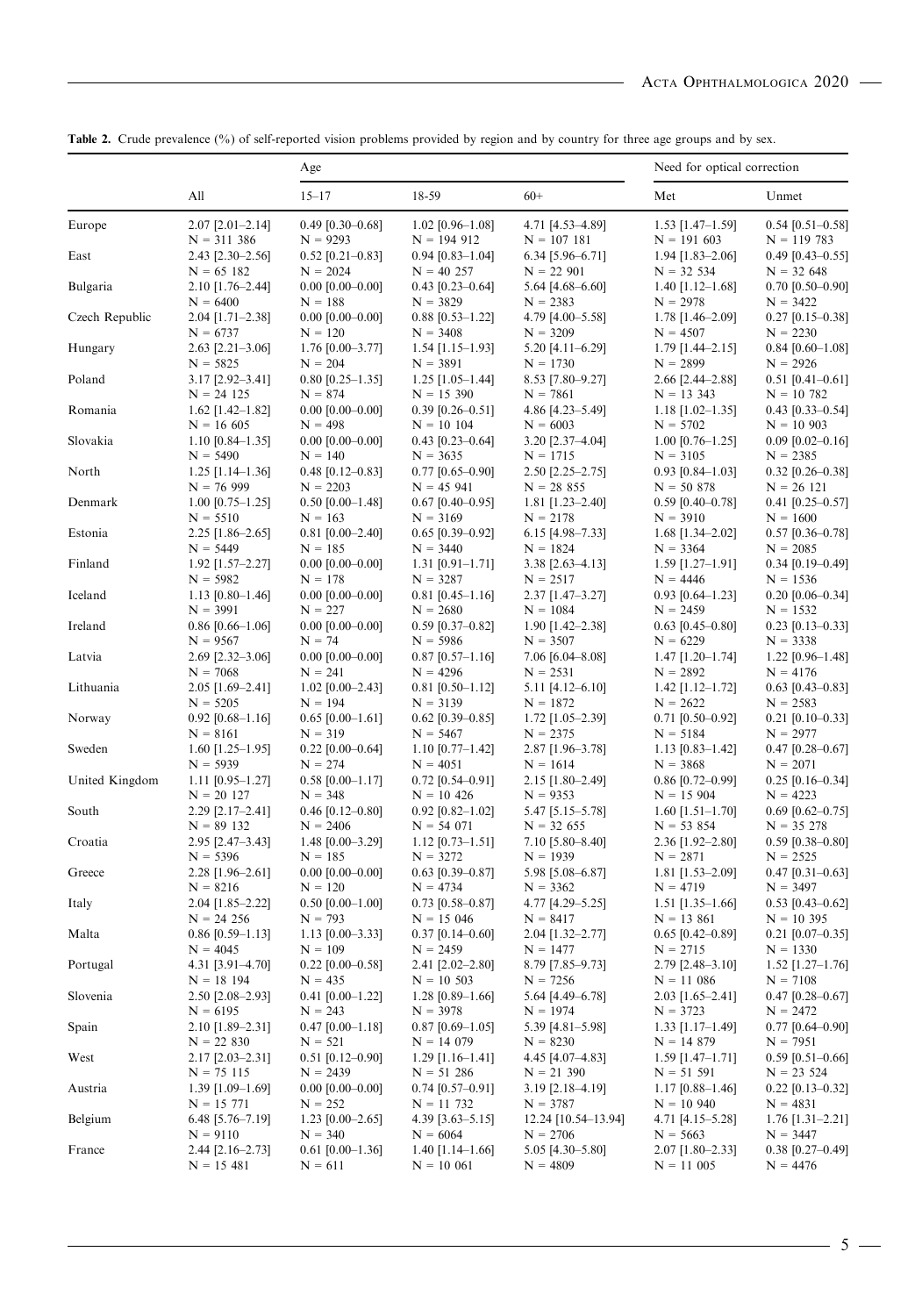**Table 2.** Crude prevalence (%) of self-reported vision problems provided by region and by country for three age groups and by sex.

| | All | Age | | | Need for optical correction | |
|---|---|---|---|---|---|---|
| | | 15–17 | 18-59 | 60+ | Met | Unmet |
| Europe | 2.07 [2.01–2.14] N = 311 386 | 0.49 [0.30–0.68] N = 9293 | 1.02 [0.96–1.08] N = 194 912 | 4.71 [4.53–4.89] N = 107 181 | 1.53 [1.47–1.59] N = 191 603 | 0.54 [0.51–0.58] N = 119 783 |
| East | 2.43 [2.30–2.56] N = 65 182 | 0.52 [0.21–0.83] N = 2024 | 0.94 [0.83–1.04] N = 40 257 | 6.34 [5.96–6.71] N = 22 901 | 1.94 [1.83–2.06] N = 32 534 | 0.49 [0.43–0.55] N = 32 648 |
| Bulgaria | 2.10 [1.76–2.44] N = 6400 | 0.00 [0.00–0.00] N = 188 | 0.43 [0.23–0.64] N = 3829 | 5.64 [4.68–6.60] N = 2383 | 1.40 [1.12–1.68] N = 2978 | 0.70 [0.50–0.90] N = 3422 |
| Czech Republic | 2.04 [1.71–2.38] N = 6737 | 0.00 [0.00–0.00] N = 120 | 0.88 [0.53–1.22] N = 3408 | 4.79 [4.00–5.58] N = 3209 | 1.78 [1.46–2.09] N = 4507 | 0.27 [0.15–0.38] N = 2230 |
| Hungary | 2.63 [2.21–3.06] N = 5825 | 1.76 [0.00–3.77] N = 204 | 1.54 [1.15–1.93] N = 3891 | 5.20 [4.11–6.29] N = 1730 | 1.79 [1.44–2.15] N = 2899 | 0.84 [0.60–1.08] N = 2926 |
| Poland | 3.17 [2.92–3.41] N = 24 125 | 0.80 [0.25–1.35] N = 874 | 1.25 [1.05–1.44] N = 15 390 | 8.53 [7.80–9.27] N = 7861 | 2.66 [2.44–2.88] N = 13 343 | 0.51 [0.41–0.61] N = 10 782 |
| Romania | 1.62 [1.42–1.82] N = 16 605 | 0.00 [0.00–0.00] N = 498 | 0.39 [0.26–0.51] N = 10 104 | 4.86 [4.23–5.49] N = 6003 | 1.18 [1.02–1.35] N = 5702 | 0.43 [0.33–0.54] N = 10 903 |
| Slovakia | 1.10 [0.84–1.35] N = 5490 | 0.00 [0.00–0.00] N = 140 | 0.43 [0.23–0.64] N = 3635 | 3.20 [2.37–4.04] N = 1715 | 1.00 [0.76–1.25] N = 3105 | 0.09 [0.02–0.16] N = 2385 |
| North | 1.25 [1.14–1.36] N = 76 999 | 0.48 [0.12–0.83] N = 2203 | 0.77 [0.65–0.90] N = 45 941 | 2.50 [2.25–2.75] N = 28 855 | 0.93 [0.84–1.03] N = 50 878 | 0.32 [0.26–0.38] N = 26 121 |
| Denmark | 1.00 [0.75–1.25] N = 5510 | 0.50 [0.00–1.48] N = 163 | 0.67 [0.40–0.95] N = 3169 | 1.81 [1.23–2.40] N = 2178 | 0.59 [0.40–0.78] N = 3910 | 0.41 [0.25–0.57] N = 1600 |
| Estonia | 2.25 [1.86–2.65] N = 5449 | 0.81 [0.00–2.40] N = 185 | 0.65 [0.39–0.92] N = 3440 | 6.15 [4.98–7.33] N = 1824 | 1.68 [1.34–2.02] N = 3364 | 0.57 [0.36–0.78] N = 2085 |
| Finland | 1.92 [1.57–2.27] N = 5982 | 0.00 [0.00–0.00] N = 178 | 1.31 [0.91–1.71] N = 3287 | 3.38 [2.63–4.13] N = 2517 | 1.59 [1.27–1.91] N = 4446 | 0.34 [0.19–0.49] N = 1536 |
| Iceland | 1.13 [0.80–1.46] N = 3991 | 0.00 [0.00–0.00] N = 227 | 0.81 [0.45–1.16] N = 2680 | 2.37 [1.47–3.27] N = 1084 | 0.93 [0.64–1.23] N = 2459 | 0.20 [0.06–0.34] N = 1532 |
| Ireland | 0.86 [0.66–1.06] N = 9567 | 0.00 [0.00–0.00] N = 74 | 0.59 [0.37–0.82] N = 5986 | 1.90 [1.42–2.38] N = 3507 | 0.63 [0.45–0.80] N = 6229 | 0.23 [0.13–0.33] N = 3338 |
| Latvia | 2.69 [2.32–3.06] N = 7068 | 0.00 [0.00–0.00] N = 241 | 0.87 [0.57–1.16] N = 4296 | 7.06 [6.04–8.08] N = 2531 | 1.47 [1.20–1.74] N = 2892 | 1.22 [0.96–1.48] N = 4176 |
| Lithuania | 2.05 [1.69–2.41] N = 5205 | 1.02 [0.00–2.43] N = 194 | 0.81 [0.50–1.12] N = 3139 | 5.11 [4.12–6.10] N = 1872 | 1.42 [1.12–1.72] N = 2622 | 0.63 [0.43–0.83] N = 2583 |
| Norway | 0.92 [0.68–1.16] N = 8161 | 0.65 [0.00–1.61] N = 319 | 0.62 [0.39–0.85] N = 5467 | 1.72 [1.05–2.39] N = 2375 | 0.71 [0.50–0.92] N = 5184 | 0.21 [0.10–0.33] N = 2977 |
| Sweden | 1.60 [1.25–1.95] N = 5939 | 0.22 [0.00–0.64] N = 274 | 1.10 [0.77–1.42] N = 4051 | 2.87 [1.96–3.78] N = 1614 | 1.13 [0.83–1.42] N = 3868 | 0.47 [0.28–0.67] N = 2071 |
| United Kingdom | 1.11 [0.95–1.27] N = 20 127 | 0.58 [0.00–1.17] N = 348 | 0.72 [0.54–0.91] N = 10 426 | 2.15 [1.80–2.49] N = 9353 | 0.86 [0.72–0.99] N = 15 904 | 0.25 [0.16–0.34] N = 4223 |
| South | 2.29 [2.17–2.41] N = 89 132 | 0.46 [0.12–0.80] N = 2406 | 0.92 [0.82–1.02] N = 54 071 | 5.47 [5.15–5.78] N = 32 655 | 1.60 [1.51–1.70] N = 53 854 | 0.69 [0.62–0.75] N = 35 278 |
| Croatia | 2.95 [2.47–3.43] N = 5396 | 1.48 [0.00–3.29] N = 185 | 1.12 [0.73–1.51] N = 3272 | 7.10 [5.80–8.40] N = 1939 | 2.36 [1.92–2.80] N = 2871 | 0.59 [0.38–0.80] N = 2525 |
| Greece | 2.28 [1.96–2.61] N = 8216 | 0.00 [0.00–0.00] N = 120 | 0.63 [0.39–0.87] N = 4734 | 5.98 [5.08–6.87] N = 3362 | 1.81 [1.53–2.09] N = 4719 | 0.47 [0.31–0.63] N = 3497 |
| Italy | 2.04 [1.85–2.22] N = 24 256 | 0.50 [0.00–1.00] N = 793 | 0.73 [0.58–0.87] N = 15 046 | 4.77 [4.29–5.25] N = 8417 | 1.51 [1.35–1.66] N = 13 861 | 0.53 [0.43–0.62] N = 10 395 |
| Malta | 0.86 [0.59–1.13] N = 4045 | 1.13 [0.00–3.33] N = 109 | 0.37 [0.14–0.60] N = 2459 | 2.04 [1.32–2.77] N = 1477 | 0.65 [0.42–0.89] N = 2715 | 0.21 [0.07–0.35] N = 1330 |
| Portugal | 4.31 [3.91–4.70] N = 18 194 | 0.22 [0.00–0.58] N = 435 | 2.41 [2.02–2.80] N = 10 503 | 8.79 [7.85–9.73] N = 7256 | 2.79 [2.48–3.10] N = 11 086 | 1.52 [1.27–1.76] N = 7108 |
| Slovenia | 2.50 [2.08–2.93] N = 6195 | 0.41 [0.00–1.22] N = 243 | 1.28 [0.89–1.66] N = 3978 | 5.64 [4.49–6.78] N = 1974 | 2.03 [1.65–2.41] N = 3723 | 0.47 [0.28–0.67] N = 2472 |
| Spain | 2.10 [1.89–2.31] N = 22 830 | 0.47 [0.00–1.18] N = 521 | 0.87 [0.69–1.05] N = 14 079 | 5.39 [4.81–5.98] N = 8230 | 1.33 [1.17–1.49] N = 14 879 | 0.77 [0.64–0.90] N = 7951 |
| West | 2.17 [2.03–2.31] N = 75 115 | 0.51 [0.12–0.90] N = 2439 | 1.29 [1.16–1.41] N = 51 286 | 4.45 [4.07–4.83] N = 21 390 | 1.59 [1.47–1.71] N = 51 591 | 0.59 [0.51–0.66] N = 23 524 |
| Austria | 1.39 [1.09–1.69] N = 15 771 | 0.00 [0.00–0.00] N = 252 | 0.74 [0.57–0.91] N = 11 732 | 3.19 [2.18–4.19] N = 3787 | 1.17 [0.88–1.46] N = 10 940 | 0.22 [0.13–0.32] N = 4831 |
| Belgium | 6.48 [5.76–7.19] N = 9110 | 1.23 [0.00–2.65] N = 340 | 4.39 [3.63–5.15] N = 6064 | 12.24 [10.54–13.94] N = 2706 | 4.71 [4.15–5.28] N = 5663 | 1.76 [1.31–2.21] N = 3447 |
| France | 2.44 [2.16–2.73] N = 15 481 | 0.61 [0.00–1.36] N = 611 | 1.40 [1.14–1.66] N = 10 061 | 5.05 [4.30–5.80] N = 4809 | 2.07 [1.80–2.33] N = 11 005 | 0.38 [0.27–0.49] N = 4476 |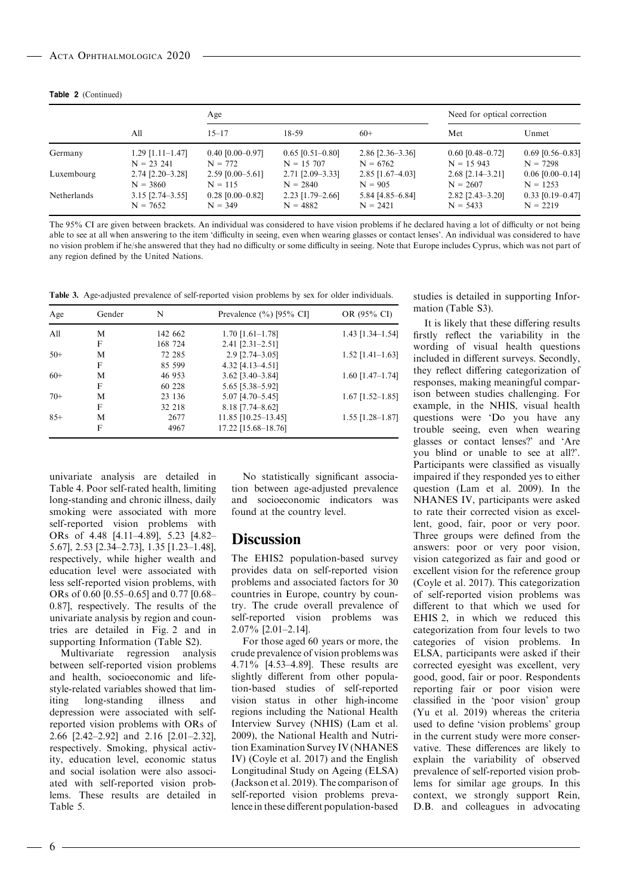**Table 2** (Continued)

| | All | Age | | | Need for optical correction | |
|---|---|---|---|---|---|---|
| | | 15–17 | 18-59 | 60+ | Met | Unmet |
| Germany | 1.29 [1.11–1.47] N = 23 241 | 0.40 [0.00–0.97] N = 772 | 0.65 [0.51–0.80] N = 15 707 | 2.86 [2.36–3.36] N = 6762 | 0.60 [0.48–0.72] N = 15 943 | 0.69 [0.56–0.83] N = 7298 |
| Luxembourg | 2.74 [2.20–3.28] N = 3860 | 2.59 [0.00–5.61] N = 115 | 2.71 [2.09–3.33] N = 2840 | 2.85 [1.67–4.03] N = 905 | 2.68 [2.14–3.21] N = 2607 | 0.06 [0.00–0.14] N = 1253 |
| Netherlands | 3.15 [2.74–3.55] N = 7652 | 0.28 [0.00–0.82] N = 349 | 2.23 [1.79–2.66] N = 4882 | 5.84 [4.85–6.84] N = 2421 | 2.82 [2.43–3.20] N = 5433 | 0.33 [0.19–0.47] N = 2219 |

The 95% CI are given between brackets. An individual was considered to have vision problems if he declared having a lot of difficulty or not being able to see at all when answering to the item 'difficulty in seeing, even when wearing glasses or contact lenses'. An individual was considered to have no vision problem if he/she answered that they had no difficulty or some difficulty in seeing. Note that Europe includes Cyprus, which was not part of any region defined by the United Nations.

**Table 3.** Age-adjusted prevalence of self-reported vision problems by sex for older individuals.

| Age | Gender | N | Prevalence (%) [95% CI] | OR (95% CI) |
|---|---|---|---|---|
| All | M | 142 662 | 1.70 [1.61–1.78] | 1.43 [1.34–1.54] |
| | F | 168 724 | 2.41 [2.31–2.51] | |
| 50+ | M | 72 285 | 2.9 [2.74–3.05] | 1.52 [1.41–1.63] |
| | F | 85 599 | 4.32 [4.13–4.51] | |
| 60+ | M | 46 953 | 3.62 [3.40–3.84] | 1.60 [1.47–1.74] |
| | F | 60 228 | 5.65 [5.38–5.92] | |
| 70+ | M | 23 136 | 5.07 [4.70–5.45] | 1.67 [1.52–1.85] |
| | F | 32 218 | 8.18 [7.74–8.62] | |
| 85+ | M | 2677 | 11.85 [10.25–13.45] | 1.55 [1.28–1.87] |
| | F | 4967 | 17.22 [15.68–18.76] | |

univariate analysis are detailed in Table 4. Poor self-rated health, limiting long-standing and chronic illness, daily smoking were associated with more self-reported vision problems with ORs of 4.48 [4.11–4.89], 5.23 [4.82–5.67], 2.53 [2.34–2.73], 1.35 [1.23–1.48], respectively, while higher wealth and education level were associated with less self-reported vision problems, with ORs of 0.60 [0.55–0.65] and 0.77 [0.68–0.87], respectively. The results of the univariate analysis by region and countries are detailed in Fig. 2 and in supporting Information (Table S2).

Multivariate regression analysis between self-reported vision problems and health, socioeconomic and lifestyle-related variables showed that limiting long-standing illness and depression were associated with self-reported vision problems with ORs of 2.66 [2.42–2.92] and 2.16 [2.01–2.32], respectively. Smoking, physical activity, education level, economic status and social isolation were also associated with self-reported vision problems. These results are detailed in Table 5.

No statistically significant association between age-adjusted prevalence and socioeconomic indicators was found at the country level.

## Discussion

The EHIS2 population-based survey provides data on self-reported vision problems and associated factors for 30 countries in Europe, country by country. The crude overall prevalence of self-reported vision problems was 2.07% [2.01–2.14].

For those aged 60 years or more, the crude prevalence of vision problems was 4.71% [4.53–4.89]. These results are slightly different from other population-based studies of self-reported vision status in other high-income regions including the National Health Interview Survey (NHIS) (Lam et al. 2009), the National Health and Nutrition Examination Survey IV (NHANES IV) (Coyle et al. 2017) and the English Longitudinal Study on Ageing (ELSA) (Jackson et al. 2019). The comparison of self-reported vision problems prevalence in these different population-based studies is detailed in supporting Information (Table S3).

It is likely that these differing results firstly reflect the variability in the wording of visual health questions included in different surveys. Secondly, they reflect differing categorization of responses, making meaningful comparison between studies challenging. For example, in the NHIS, visual health questions were 'Do you have any trouble seeing, even when wearing glasses or contact lenses?' and 'Are you blind or unable to see at all?'. Participants were classified as visually impaired if they responded yes to either question (Lam et al. 2009). In the NHANES IV, participants were asked to rate their corrected vision as excellent, good, fair, poor or very poor. Three groups were defined from the answers: poor or very poor vision, vision categorized as fair and good or excellent vision for the reference group (Coyle et al. 2017). This categorization of self-reported vision problems was different to that which we used for EHIS 2, in which we reduced this categorization from four levels to two categories of vision problems. In ELSA, participants were asked if their corrected eyesight was excellent, very good, good, fair or poor. Respondents reporting fair or poor vision were classified in the 'poor vision' group (Yu et al. 2019) whereas the criteria used to define 'vision problems' group in the current study were more conservative. These differences are likely to explain the variability of observed prevalence of self-reported vision problems for similar age groups. In this context, we strongly support Rein, D.B. and colleagues in advocating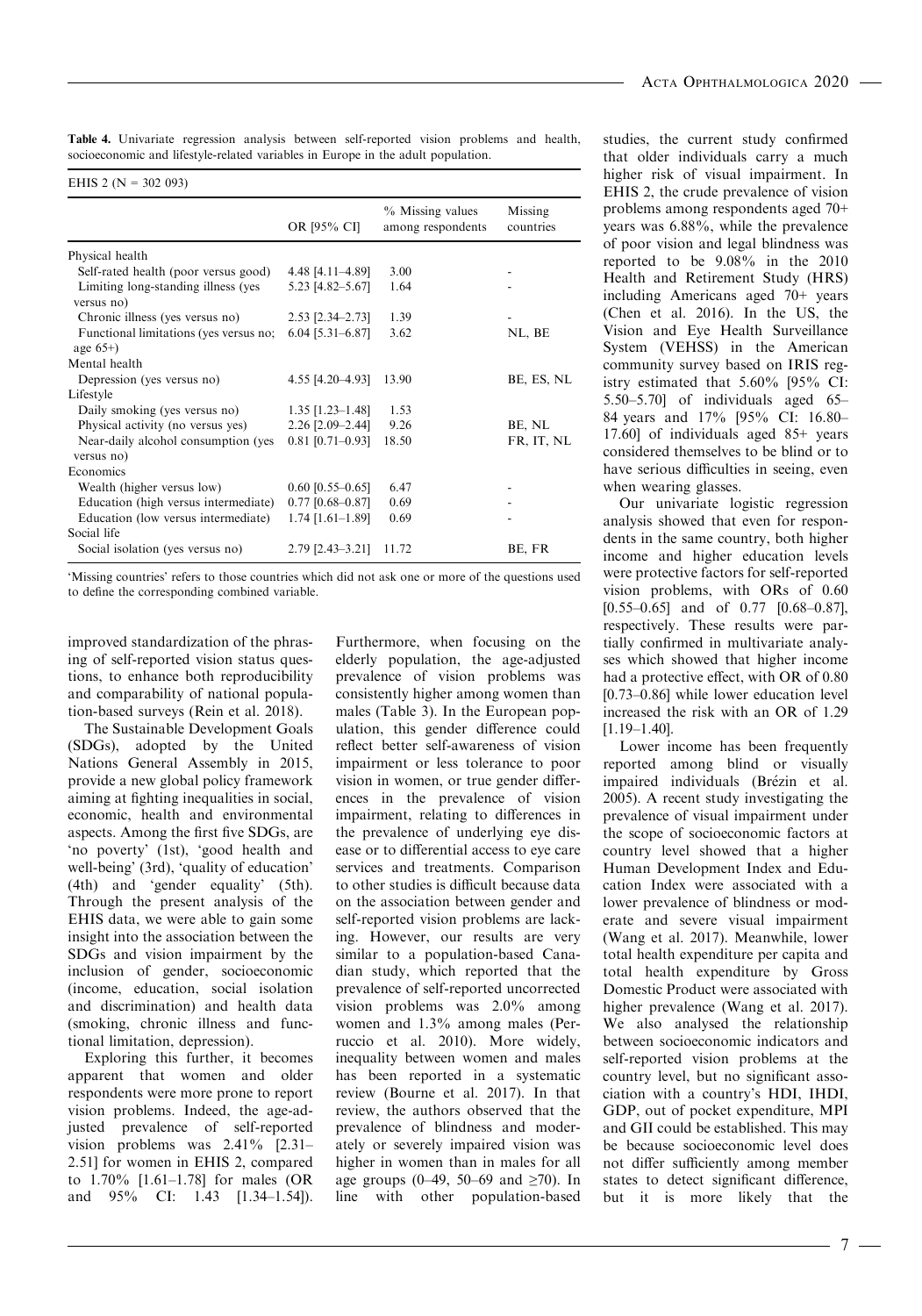**Table 4.** Univariate regression analysis between self-reported vision problems and health, socioeconomic and lifestyle-related variables in Europe in the adult population.

| EHIS 2 (N = 302 093) | | | |
|---|---|---|---|
| | OR [95% CI] | % Missing values among respondents | Missing countries |
| Physical health | | | |
| Self-rated health (poor versus good) | 4.48 [4.11–4.89] | 3.00 | - |
| Limiting long-standing illness (yes versus no) | 5.23 [4.82–5.67] | 1.64 | - |
| Chronic illness (yes versus no) | 2.53 [2.34–2.73] | 1.39 | - |
| Functional limitations (yes versus no; age 65+) | 6.04 [5.31–6.87] | 3.62 | NL, BE |
| Mental health | | | |
| Depression (yes versus no) | 4.55 [4.20–4.93] | 13.90 | BE, ES, NL |
| Lifestyle | | | |
| Daily smoking (yes versus no) | 1.35 [1.23–1.48] | 1.53 | |
| Physical activity (no versus yes) | 2.26 [2.09–2.44] | 9.26 | BE, NL |
| Near-daily alcohol consumption (yes versus no) | 0.81 [0.71–0.93] | 18.50 | FR, IT, NL |
| Economics | | | |
| Wealth (higher versus low) | 0.60 [0.55–0.65] | 6.47 | - |
| Education (high versus intermediate) | 0.77 [0.68–0.87] | 0.69 | - |
| Education (low versus intermediate) | 1.74 [1.61–1.89] | 0.69 | - |
| Social life | | | |
| Social isolation (yes versus no) | 2.79 [2.43–3.21] | 11.72 | BE, FR |

'Missing countries' refers to those countries which did not ask one or more of the questions used to define the corresponding combined variable.

improved standardization of the phrasing of self-reported vision status questions, to enhance both reproducibility and comparability of national population-based surveys (Rein et al. 2018).

The Sustainable Development Goals (SDGs), adopted by the United Nations General Assembly in 2015, provide a new global policy framework aiming at fighting inequalities in social, economic, health and environmental aspects. Among the first five SDGs, are 'no poverty' (1st), 'good health and well-being' (3rd), 'quality of education' (4th) and 'gender equality' (5th). Through the present analysis of the EHIS data, we were able to gain some insight into the association between the SDGs and vision impairment by the inclusion of gender, socioeconomic (income, education, social isolation and discrimination) and health data (smoking, chronic illness and functional limitation, depression).

Exploring this further, it becomes apparent that women and older respondents were more prone to report vision problems. Indeed, the age-adjusted prevalence of self-reported vision problems was 2.41% [2.31–2.51] for women in EHIS 2, compared to 1.70% [1.61–1.78] for males (OR and 95% CI: 1.43 [1.34–1.54]). Furthermore, when focusing on the elderly population, the age-adjusted prevalence of vision problems was consistently higher among women than males (Table 3). In the European population, this gender difference could reflect better self-awareness of vision impairment or less tolerance to poor vision in women, or true gender differences in the prevalence of vision impairment, relating to differences in the prevalence of underlying eye disease or to differential access to eye care services and treatments. Comparison to other studies is difficult because data on the association between gender and self-reported vision problems are lacking. However, our results are very similar to a population-based Canadian study, which reported that the prevalence of self-reported uncorrected vision problems was 2.0% among women and 1.3% among males (Perruccio et al. 2010). More widely, inequality between women and males has been reported in a systematic review (Bourne et al. 2017). In that review, the authors observed that the prevalence of blindness and moderately or severely impaired vision was higher in women than in males for all age groups (0–49, 50–69 and ≥70). In line with other population-based studies, the current study confirmed that older individuals carry a much higher risk of visual impairment. In EHIS 2, the crude prevalence of vision problems among respondents aged 70+ years was 6.88%, while the prevalence of poor vision and legal blindness was reported to be 9.08% in the 2010 Health and Retirement Study (HRS) including Americans aged 70+ years (Chen et al. 2016). In the US, the Vision and Eye Health Surveillance System (VEHSS) in the American community survey based on IRIS registry estimated that 5.60% [95% CI: 5.50–5.70] of individuals aged 65–84 years and 17% [95% CI: 16.80–17.60] of individuals aged 85+ years considered themselves to be blind or to have serious difficulties in seeing, even when wearing glasses.

Our univariate logistic regression analysis showed that even for respondents in the same country, both higher income and higher education levels were protective factors for self-reported vision problems, with ORs of 0.60 [0.55–0.65] and of 0.77 [0.68–0.87], respectively. These results were partially confirmed in multivariate analyses which showed that higher income had a protective effect, with OR of 0.80 [0.73–0.86] while lower education level increased the risk with an OR of 1.29 [1.19–1.40].

Lower income has been frequently reported among blind or visually impaired individuals (Brézin et al. 2005). A recent study investigating the prevalence of visual impairment under the scope of socioeconomic factors at country level showed that a higher Human Development Index and Education Index were associated with a lower prevalence of blindness or moderate and severe visual impairment (Wang et al. 2017). Meanwhile, lower total health expenditure per capita and total health expenditure by Gross Domestic Product were associated with higher prevalence (Wang et al. 2017). We also analysed the relationship between socioeconomic indicators and self-reported vision problems at the country level, but no significant association with a country's HDI, IHDI, GDP, out of pocket expenditure, MPI and GII could be established. This may be because socioeconomic level does not differ sufficiently among member states to detect significant difference, but it is more likely that the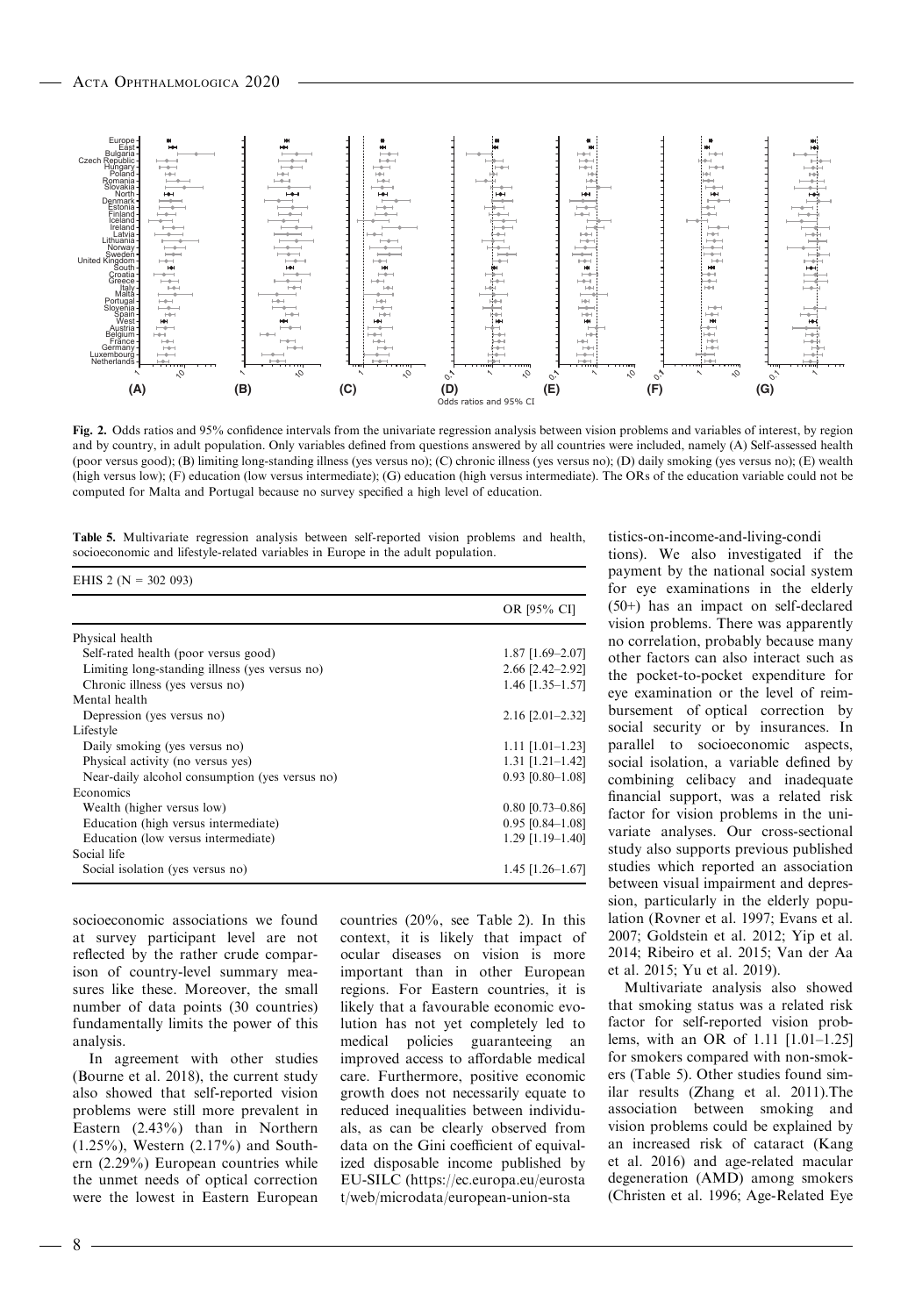**Fig. 2.** Odds ratios and 95% confidence intervals from the univariate regression analysis between vision problems and variables of interest, by region and by country, in adult population. Only variables defined from questions answered by all countries were included, namely (A) Self-assessed health (poor versus good); (B) limiting long-standing illness (yes versus no); (C) chronic illness (yes versus no); (D) daily smoking (yes versus no); (E) wealth (high versus low); (F) education (low versus intermediate); (G) education (high versus intermediate). The ORs of the education variable could not be computed for Malta and Portugal because no survey specified a high level of education.

**Table 5.** Multivariate regression analysis between self-reported vision problems and health, socioeconomic and lifestyle-related variables in Europe in the adult population.

| EHIS 2 (N = 302 093) | |
|---|---|
| | OR [95% CI] |
| Physical health | |
| Self-rated health (poor versus good) | 1.87 [1.69–2.07] |
| Limiting long-standing illness (yes versus no) | 2.66 [2.42–2.92] |
| Chronic illness (yes versus no) | 1.46 [1.35–1.57] |
| Mental health | |
| Depression (yes versus no) | 2.16 [2.01–2.32] |
| Lifestyle | |
| Daily smoking (yes versus no) | 1.11 [1.01–1.23] |
| Physical activity (no versus yes) | 1.31 [1.21–1.42] |
| Near-daily alcohol consumption (yes versus no) | 0.93 [0.80–1.08] |
| Economics | |
| Wealth (higher versus low) | 0.80 [0.73–0.86] |
| Education (high versus intermediate) | 0.95 [0.84–1.08] |
| Education (low versus intermediate) | 1.29 [1.19–1.40] |
| Social life | |
| Social isolation (yes versus no) | 1.45 [1.26–1.67] |

socioeconomic associations we found at survey participant level are not reflected by the rather crude comparison of country-level summary measures like these. Moreover, the small number of data points (30 countries) fundamentally limits the power of this analysis.

In agreement with other studies (Bourne et al. 2018), the current study also showed that self-reported vision problems were still more prevalent in Eastern (2.43%) than in Northern (1.25%), Western (2.17%) and Southern (2.29%) European countries while the unmet needs of optical correction were the lowest in Eastern European countries (20%, see Table 2). In this context, it is likely that impact of ocular diseases on vision is more important than in other European regions. For Eastern countries, it is likely that a favourable economic evolution has not yet completely led to medical policies guaranteeing an improved access to affordable medical care. Furthermore, positive economic growth does not necessarily equate to reduced inequalities between individuals, as can be clearly observed from data on the Gini coefficient of equivalized disposable income published by EU-SILC (https://ec.europa.eu/eurostat/web/microdata/european-union-statistics-on-income-and-living-conditions). We also investigated if the payment by the national social system for eye examinations in the elderly (50+) has an impact on self-declared vision problems. There was apparently no correlation, probably because many other factors can also interact such as the pocket-to-pocket expenditure for eye examination or the level of reimbursement of optical correction by social security or by insurances. In parallel to socioeconomic aspects, social isolation, a variable defined by combining celibacy and inadequate financial support, was a related risk factor for vision problems in the univariate analyses. Our cross-sectional study also supports previous published studies which reported an association between visual impairment and depression, particularly in the elderly population (Rovner et al. 1997; Evans et al. 2007; Goldstein et al. 2012; Yip et al. 2014; Ribeiro et al. 2015; Van der Aa et al. 2015; Yu et al. 2019).

Multivariate analysis also showed that smoking status was a related risk factor for self-reported vision problems, with an OR of 1.11 [1.01–1.25] for smokers compared with non-smokers (Table 5). Other studies found similar results (Zhang et al. 2011).The association between smoking and vision problems could be explained by an increased risk of cataract (Kang et al. 2016) and age-related macular degeneration (AMD) among smokers (Christen et al. 1996; Age-Related Eye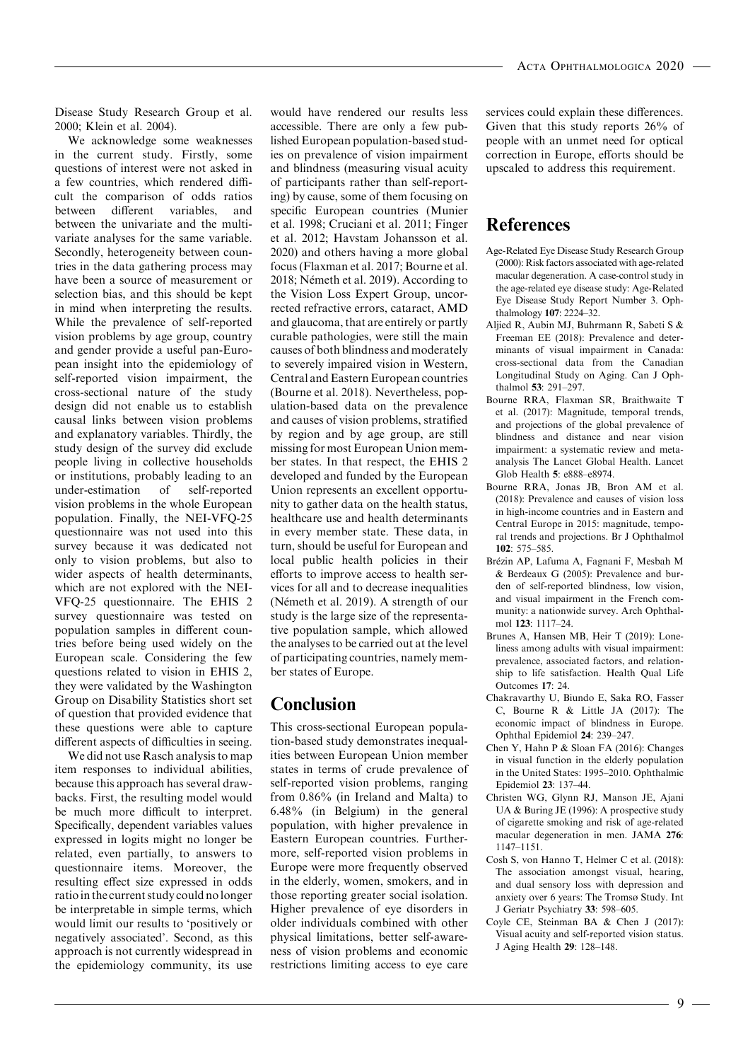Disease Study Research Group et al. 2000; Klein et al. 2004).

We acknowledge some weaknesses in the current study. Firstly, some questions of interest were not asked in a few countries, which rendered difficult the comparison of odds ratios between different variables, and between the univariate and the multivariate analyses for the same variable. Secondly, heterogeneity between countries in the data gathering process may have been a source of measurement or selection bias, and this should be kept in mind when interpreting the results. While the prevalence of self-reported vision problems by age group, country and gender provide a useful pan-European insight into the epidemiology of self-reported vision impairment, the cross-sectional nature of the study design did not enable us to establish causal links between vision problems and explanatory variables. Thirdly, the study design of the survey did exclude people living in collective households or institutions, probably leading to an under-estimation of self-reported vision problems in the whole European population. Finally, the NEI-VFQ-25 questionnaire was not used into this survey because it was dedicated not only to vision problems, but also to wider aspects of health determinants, which are not explored with the NEI-VFQ-25 questionnaire. The EHIS 2 survey questionnaire was tested on population samples in different countries before being used widely on the European scale. Considering the few questions related to vision in EHIS 2, they were validated by the Washington Group on Disability Statistics short set of question that provided evidence that these questions were able to capture different aspects of difficulties in seeing.

We did not use Rasch analysis to map item responses to individual abilities, because this approach has several drawbacks. First, the resulting model would be much more difficult to interpret. Specifically, dependent variables values expressed in logits might no longer be related, even partially, to answers to questionnaire items. Moreover, the resulting effect size expressed in odds ratio in the current study could no longer be interpretable in simple terms, which would limit our results to 'positively or negatively associated'. Second, as this approach is not currently widespread in the epidemiology community, its use would have rendered our results less accessible. There are only a few published European population-based studies on prevalence of vision impairment and blindness (measuring visual acuity of participants rather than self-reporting) by cause, some of them focusing on specific European countries (Munier et al. 1998; Cruciani et al. 2011; Finger et al. 2012; Havstam Johansson et al. 2020) and others having a more global focus (Flaxman et al. 2017; Bourne et al. 2018; Németh et al. 2019). According to the Vision Loss Expert Group, uncorrected refractive errors, cataract, AMD and glaucoma, that are entirely or partly curable pathologies, were still the main causes of both blindness and moderately to severely impaired vision in Western, Central and Eastern European countries (Bourne et al. 2018). Nevertheless, population-based data on the prevalence and causes of vision problems, stratified by region and by age group, are still missing for most European Union member states. In that respect, the EHIS 2 developed and funded by the European Union represents an excellent opportunity to gather data on the health status, healthcare use and health determinants in every member state. These data, in turn, should be useful for European and local public health policies in their efforts to improve access to health services for all and to decrease inequalities (Németh et al. 2019). A strength of our study is the large size of the representative population sample, which allowed the analyses to be carried out at the level of participating countries, namely member states of Europe.

## Conclusion

This cross-sectional European population-based study demonstrates inequalities between European Union member states in terms of crude prevalence of self-reported vision problems, ranging from 0.86% (in Ireland and Malta) to 6.48% (in Belgium) in the general population, with higher prevalence in Eastern European countries. Furthermore, self-reported vision problems in Europe were more frequently observed in the elderly, women, smokers, and in those reporting greater social isolation. Higher prevalence of eye disorders in older individuals combined with other physical limitations, better self-awareness of vision problems and economic restrictions limiting access to eye care services could explain these differences. Given that this study reports 26% of people with an unmet need for optical correction in Europe, efforts should be upscaled to address this requirement.

## References

Age-Related Eye Disease Study Research Group (2000): Risk factors associated with age-related macular degeneration. A case-control study in the age-related eye disease study: Age-Related Eye Disease Study Report Number 3. Ophthalmology **107**: 2224–32.

Aljied R, Aubin MJ, Buhrmann R, Sabeti S & Freeman EE (2018): Prevalence and determinants of visual impairment in Canada: cross-sectional data from the Canadian Longitudinal Study on Aging. Can J Ophthalmol **53**: 291–297.

Bourne RRA, Flaxman SR, Braithwaite T et al. (2017): Magnitude, temporal trends, and projections of the global prevalence of blindness and distance and near vision impairment: a systematic review and meta-analysis The Lancet Global Health. Lancet Glob Health **5**: e888–e8974.

Bourne RRA, Jonas JB, Bron AM et al. (2018): Prevalence and causes of vision loss in high-income countries and in Eastern and Central Europe in 2015: magnitude, temporal trends and projections. Br J Ophthalmol **102**: 575–585.

Brézin AP, Lafuma A, Fagnani F, Mesbah M & Berdeaux G (2005): Prevalence and burden of self-reported blindness, low vision, and visual impairment in the French community: a nationwide survey. Arch Ophthalmol **123**: 1117–24.

Brunes A, Hansen MB, Heir T (2019): Loneliness among adults with visual impairment: prevalence, associated factors, and relationship to life satisfaction. Health Qual Life Outcomes **17**: 24.

Chakravarthy U, Biundo E, Saka RO, Fasser C, Bourne R & Little JA (2017): The economic impact of blindness in Europe. Ophthal Epidemiol **24**: 239–247.

Chen Y, Hahn P & Sloan FA (2016): Changes in visual function in the elderly population in the United States: 1995–2010. Ophthalmic Epidemiol **23**: 137–44.

Christen WG, Glynn RJ, Manson JE, Ajani UA & Buring JE (1996): A prospective study of cigarette smoking and risk of age-related macular degeneration in men. JAMA **276**: 1147–1151.

Cosh S, von Hanno T, Helmer C et al. (2018): The association amongst visual, hearing, and dual sensory loss with depression and anxiety over 6 years: The Tromsø Study. Int J Geriatr Psychiatry **33**: 598–605.

Coyle CE, Steinman BA & Chen J (2017): Visual acuity and self-reported vision status. J Aging Health **29**: 128–148.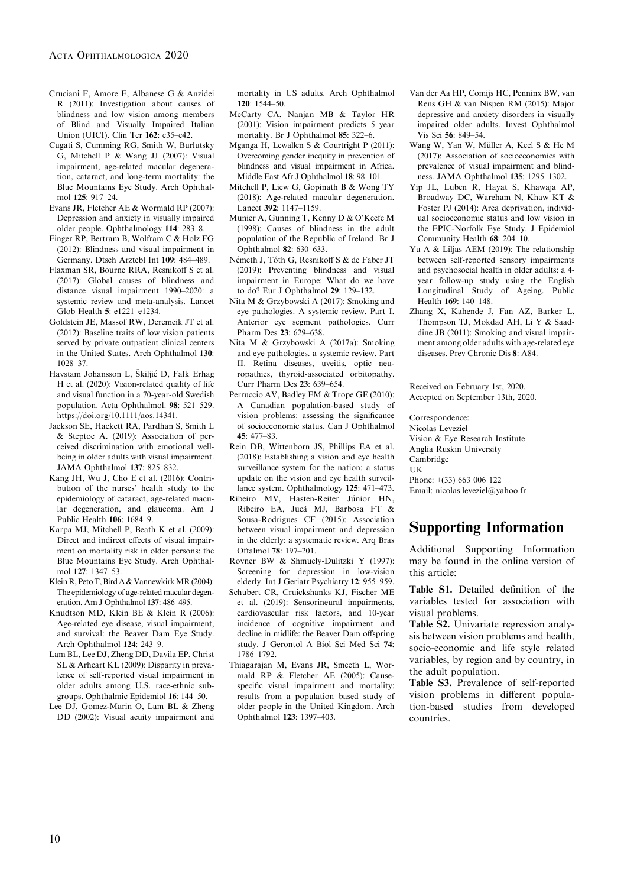Cruciani F, Amore F, Albanese G & Anzidei R (2011): Investigation about causes of blindness and low vision among members of Blind and Visually Impaired Italian Union (UICI). Clin Ter **162**: e35–e42.

Cugati S, Cumming RG, Smith W, Burlutsky G, Mitchell P & Wang JJ (2007): Visual impairment, age-related macular degeneration, cataract, and long-term mortality: the Blue Mountains Eye Study. Arch Ophthalmol **125**: 917–24.

Evans JR, Fletcher AE & Wormald RP (2007): Depression and anxiety in visually impaired older people. Ophthalmology **114**: 283–8.

Finger RP, Bertram B, Wolfram C & Holz FG (2012): Blindness and visual impairment in Germany. Dtsch Arztebl Int **109**: 484–489.

Flaxman SR, Bourne RRA, Resnikoff S et al. (2017): Global causes of blindness and distance visual impairment 1990–2020: a systemic review and meta-analysis. Lancet Glob Health **5**: e1221–e1234.

Goldstein JE, Massof RW, Deremeik JT et al. (2012): Baseline traits of low vision patients served by private outpatient clinical centers in the United States. Arch Ophthalmol **130**: 1028–37.

Havstam Johansson L, Škiljić D, Falk Erhag H et al. (2020): Vision-related quality of life and visual function in a 70-year-old Swedish population. Acta Ophthalmol. **98**: 521–529. https://doi.org/10.1111/aos.14341.

Jackson SE, Hackett RA, Pardhan S, Smith L & Steptoe A. (2019): Association of perceived discrimination with emotional well-being in older adults with visual impairment. JAMA Ophthalmol **137**: 825–832.

Kang JH, Wu J, Cho E et al. (2016): Contribution of the nurses' health study to the epidemiology of cataract, age-related macular degeneration, and glaucoma. Am J Public Health **106**: 1684–9.

Karpa MJ, Mitchell P, Beath K et al. (2009): Direct and indirect effects of visual impairment on mortality risk in older persons: the Blue Mountains Eye Study. Arch Ophthalmol **127**: 1347–53.

Klein R, Peto T, Bird A & Vannewkirk MR (2004): The epidemiology of age-related macular degeneration. Am J Ophthalmol **137**: 486–495.

Knudtson MD, Klein BE & Klein R (2006): Age-related eye disease, visual impairment, and survival: the Beaver Dam Eye Study. Arch Ophthalmol **124**: 243–9.

Lam BL, Lee DJ, Zheng DD, Davila EP, Christ SL & Arheart KL (2009): Disparity in prevalence of self-reported visual impairment in older adults among U.S. race-ethnic subgroups. Ophthalmic Epidemiol **16**: 144–50.

Lee DJ, Gomez-Marin O, Lam BL & Zheng DD (2002): Visual acuity impairment and mortality in US adults. Arch Ophthalmol **120**: 1544–50.

McCarty CA, Nanjan MB & Taylor HR (2001): Vision impairment predicts 5 year mortality. Br J Ophthalmol **85**: 322–6.

Mganga H, Lewallen S & Courtright P (2011): Overcoming gender inequity in prevention of blindness and visual impairment in Africa. Middle East Afr J Ophthalmol **18**: 98–101.

Mitchell P, Liew G, Gopinath B & Wong TY (2018): Age-related macular degeneration. Lancet **392**: 1147–1159.

Munier A, Gunning T, Kenny D & O'Keefe M (1998): Causes of blindness in the adult population of the Republic of Ireland. Br J Ophthalmol **82**: 630–633.

Németh J, Tóth G, Resnikoff S & de Faber JT (2019): Preventing blindness and visual impairment in Europe: What do we have to do? Eur J Ophthalmol **29**: 129–132.

Nita M & Grzybowski A (2017): Smoking and eye pathologies. A systemic review. Part I. Anterior eye segment pathologies. Curr Pharm Des **23**: 629–638.

Nita M & Grzybowski A (2017a): Smoking and eye pathologies. a systemic review. Part II. Retina diseases, uveitis, optic neuropathies, thyroid-associated orbitopathy. Curr Pharm Des **23**: 639–654.

Perruccio AV, Badley EM & Trope GE (2010): A Canadian population-based study of vision problems: assessing the significance of socioeconomic status. Can J Ophthalmol **45**: 477–83.

Rein DB, Wittenborn JS, Phillips EA et al. (2018): Establishing a vision and eye health surveillance system for the nation: a status update on the vision and eye health surveillance system. Ophthalmology **125**: 471–473.

Ribeiro MV, Hasten-Reiter Júnior HN, Ribeiro EA, Jucá MJ, Barbosa FT & Sousa-Rodrigues CF (2015): Association between visual impairment and depression in the elderly: a systematic review. Arq Bras Oftalmol **78**: 197–201.

Rovner BW & Shmuely-Dulitzki Y (1997): Screening for depression in low-vision elderly. Int J Geriatr Psychiatry **12**: 955–959.

Schubert CR, Cruickshanks KJ, Fischer ME et al. (2019): Sensorineural impairments, cardiovascular risk factors, and 10-year incidence of cognitive impairment and decline in midlife: the Beaver Dam offspring study. J Gerontol A Biol Sci Med Sci **74**: 1786–1792.

Thiagarajan M, Evans JR, Smeeth L, Wormald RP & Fletcher AE (2005): Cause-specific visual impairment and mortality: results from a population based study of older people in the United Kingdom. Arch Ophthalmol **123**: 1397–403.

Van der Aa HP, Comijs HC, Penninx BW, van Rens GH & van Nispen RM (2015): Major depressive and anxiety disorders in visually impaired older adults. Invest Ophthalmol Vis Sci **56**: 849–54.

Wang W, Yan W, Müller A, Keel S & He M (2017): Association of socioeconomics with prevalence of visual impairment and blindness. JAMA Ophthalmol **135**: 1295–1302.

Yip JL, Luben R, Hayat S, Khawaja AP, Broadway DC, Wareham N, Khaw KT & Foster PJ (2014): Area deprivation, individual socioeconomic status and low vision in the EPIC-Norfolk Eye Study. J Epidemiol Community Health **68**: 204–10.

Yu A & Liljas AEM (2019): The relationship between self-reported sensory impairments and psychosocial health in older adults: a 4-year follow-up study using the English Longitudinal Study of Ageing. Public Health **169**: 140–148.

Zhang X, Kahende J, Fan AZ, Barker L, Thompson TJ, Mokdad AH, Li Y & Saaddine JB (2011): Smoking and visual impairment among older adults with age-related eye diseases. Prev Chronic Dis **8**: A84.

---

Received on February 1st, 2020.
Accepted on September 13th, 2020.

Correspondence:
Nicolas Leveziel
Vision & Eye Research Institute
Anglia Ruskin University
Cambridge
UK
Phone: +(33) 663 006 122
Email: nicolas.leveziel@yahoo.fr

# Supporting Information

Additional Supporting Information may be found in the online version of this article:

**Table S1.** Detailed definition of the variables tested for association with visual problems.

**Table S2.** Univariate regression analysis between vision problems and health, socio-economic and life style related variables, by region and by country, in the adult population.

**Table S3.** Prevalence of self-reported vision problems in different population-based studies from developed countries.